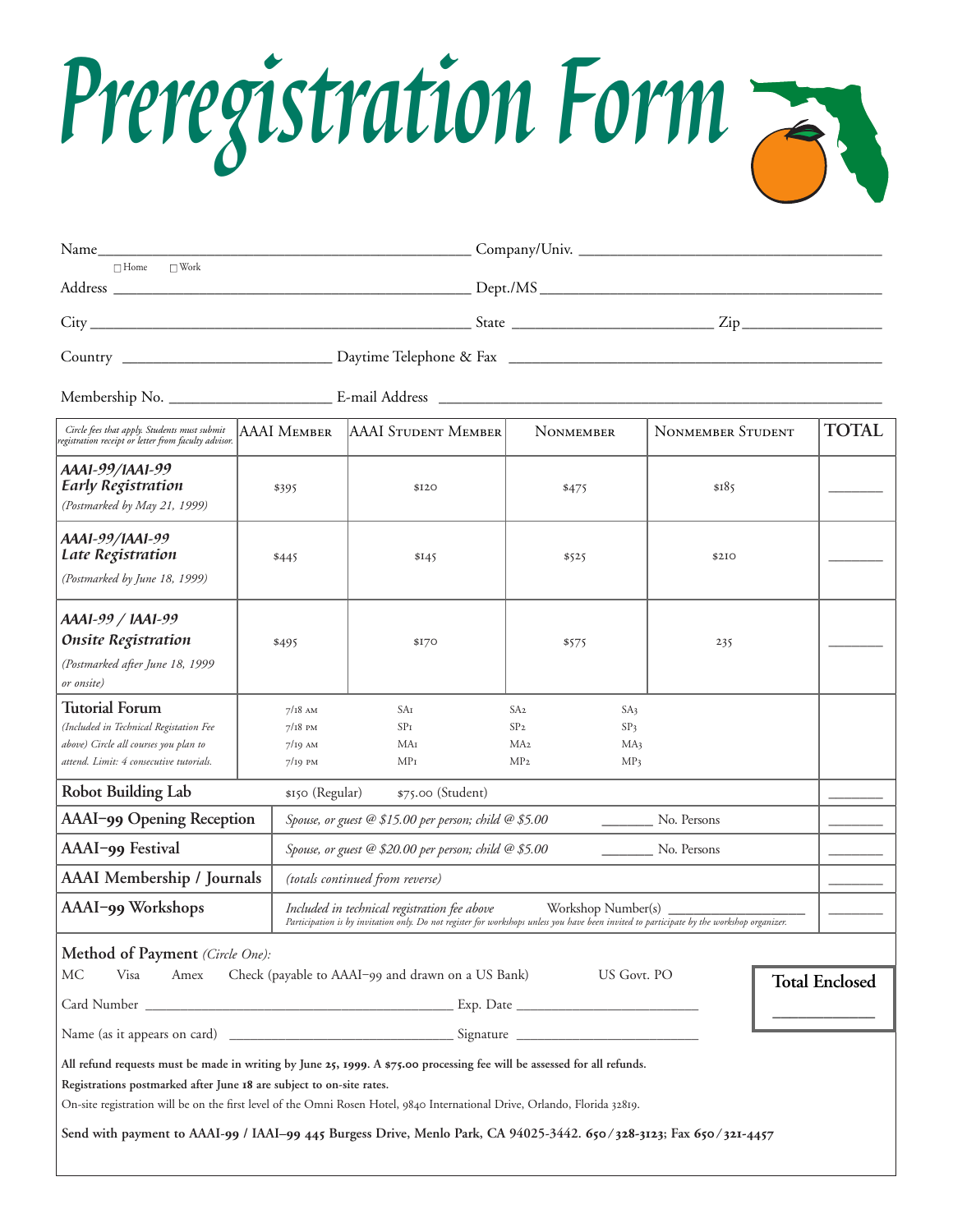# Preregistration Form

Name ______________________________ Company/Univ. ______________________________

☐ Home ☐ Work

Address ______________________________ Dept./MS ______________________________

City ______________________________ State ______________ Zip ______________

Country ______________ Daytime Telephone & Fax ______________________________

Membership No. ______________ E-mail Address ______________________________

| *Circle fees that apply. Students must submit registration receipt or letter from faculty advisor.* | AAAI Member | AAAI Student Member | Nonmember | Nonmember Student | TOTAL |
|---|---|---|---|---|---|
| ***AAAI-99/IAAI-99 Early Registration*** *(Postmarked by May 21, 1999)* | $395 | $120 | $475 | $185 | ______ |
| ***AAAI-99/IAAI-99 Late Registration*** *(Postmarked by June 18, 1999)* | $445 | $145 | $525 | $210 | ______ |
| ***AAAI-99 / IAAI-99 Onsite Registration*** *(Postmarked after June 18, 1999 or onsite)* | $495 | $170 | $575 | 235 | ______ |

| **Tutorial Forum** *(Included in Technical Registation Fee above) Circle all courses you plan to attend. Limit: 4 consecutive tutorials.* | | | | |
|---|---|---|---|---|
| | 7/18 AM | SA1 | SA2 | SA3 |
| | 7/18 PM | SP1 | SP2 | SP3 |
| | 7/19 AM | MA1 | MA2 | MA3 |
| | 7/19 PM | MP1 | MP2 | MP3 |

| | | |
|---|---|---|
| **Robot Building Lab** | $150 (Regular) $75.00 (Student) | ______ |
| **AAAI–99 Opening Reception** | *Spouse, or guest @ $15.00 per person; child @ $5.00* ______ No. Persons | ______ |
| **AAAI–99 Festival** | *Spouse, or guest @ $20.00 per person; child @ $5.00* ______ No. Persons | ______ |
| **AAAI Membership / Journals** | *(totals continued from reverse)* | ______ |
| **AAAI–99 Workshops** | *Included in technical registration fee above* Workshop Number(s) ______________ *Participation is by invitation only. Do not register for workshops unless you have been invited to participate by the workshop organizer.* | ______ |

**Method of Payment** *(Circle One):*

MC Visa Amex Check (payable to AAAI–99 and drawn on a US Bank) US Govt. PO

**Total Enclosed** ______________

Card Number ______________________________ Exp. Date ______________

Name (as it appears on card) ______________________________ Signature ______________

**All refund requests must be made in writing by June 25, 1999. A $75.00 processing fee will be assessed for all refunds.**

**Registrations postmarked after June 18 are subject to on-site rates.**

On-site registration will be on the first level of the Omni Rosen Hotel, 9840 International Drive, Orlando, Florida 32819.

**Send with payment to AAAI-99 / IAAI–99 445 Burgess Drive, Menlo Park, CA 94025-3442. 650/328-3123; Fax 650/321-4457**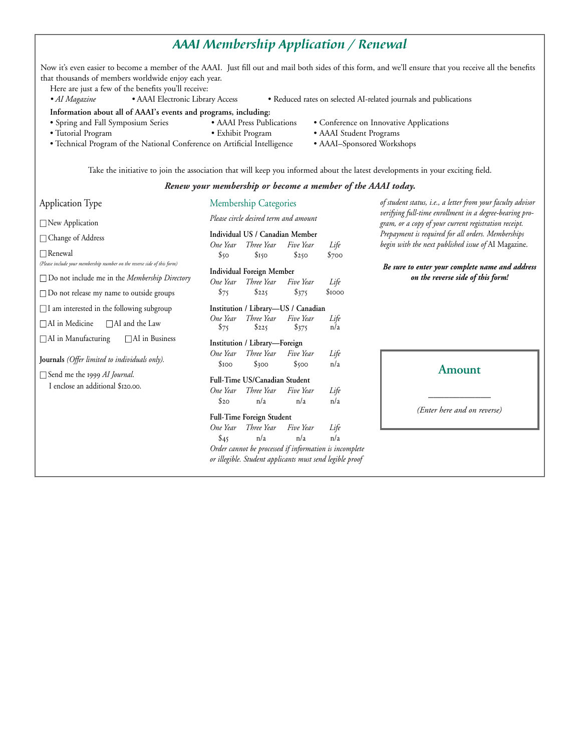# *AAAI Membership Application / Renewal*

Now it's even easier to become a member of the AAAI. Just fill out and mail both sides of this form, and we'll ensure that you receive all the benefits that thousands of members worldwide enjoy each year.

Here are just a few of the benefits you'll receive:

- *AI Magazine*
- AAAI Electronic Library Access
- Reduced rates on selected AI-related journals and publications

**Information about all of AAAI's events and programs, including:**

- Spring and Fall Symposium Series
- AAAI Press Publications
- Conference on Innovative Applications
- Tutorial Program
- Exhibit Program
- AAAI Student Programs
- Technical Program of the National Conference on Artificial Intelligence
- AAAI–Sponsored Workshops

Take the initiative to join the association that will keep you informed about the latest developments in your exciting field.

***Renew your membership or become a member of the AAAI today.***

## Application Type

☐ New Application

☐ Change of Address

☐ Renewal
*(Please include your membership number on the reverse side of this form)*

☐ Do not include me in the *Membership Directory*

☐ Do not release my name to outside groups

☐ I am interested in the following subgroup

☐ AI in Medicine ☐ AI and the Law

☐ AI in Manufacturing ☐ AI in Business

**Journals** *(Offer limited to individuals only).*

☐ Send me the 1999 *AI Journal*.
I enclose an additional $120.00.

## Membership Categories

*Please circle desired term and amount*

**Individual US / Canadian Member**

| *One Year* | *Three Year* | *Five Year* | *Life* |
|---|---|---|---|
| $50 | $150 | $250 | $700 |

**Individual Foreign Member**

| *One Year* | *Three Year* | *Five Year* | *Life* |
|---|---|---|---|
| $75 | $225 | $375 | $1000 |

**Institution / Library—US / Canadian**

| *One Year* | *Three Year* | *Five Year* | *Life* |
|---|---|---|---|
| $75 | $225 | $375 | n/a |

**Institution / Library—Foreign**

| *One Year* | *Three Year* | *Five Year* | *Life* |
|---|---|---|---|
| $100 | $300 | $500 | n/a |

**Full-Time US/Canadian Student**

| *One Year* | *Three Year* | *Five Year* | *Life* |
|---|---|---|---|
| $20 | n/a | n/a | n/a |

**Full-Time Foreign Student**

| *One Year* | *Three Year* | *Five Year* | *Life* |
|---|---|---|---|
| $45 | n/a | n/a | n/a |

*Order cannot be processed if information is incomplete or illegible. Student applicants must send legible proof of student status, i.e., a letter from your faculty advisor verifying full-time enrollment in a degree-bearing program, or a copy of your current registration receipt. Prepayment is required for all orders. Memberships begin with the next published issue of* AI Magazine.

***Be sure to enter your complete name and address on the reverse side of this form!***

## Amount

\_\_\_\_\_\_\_\_\_\_\_\_\_\_

*(Enter here and on reverse)*